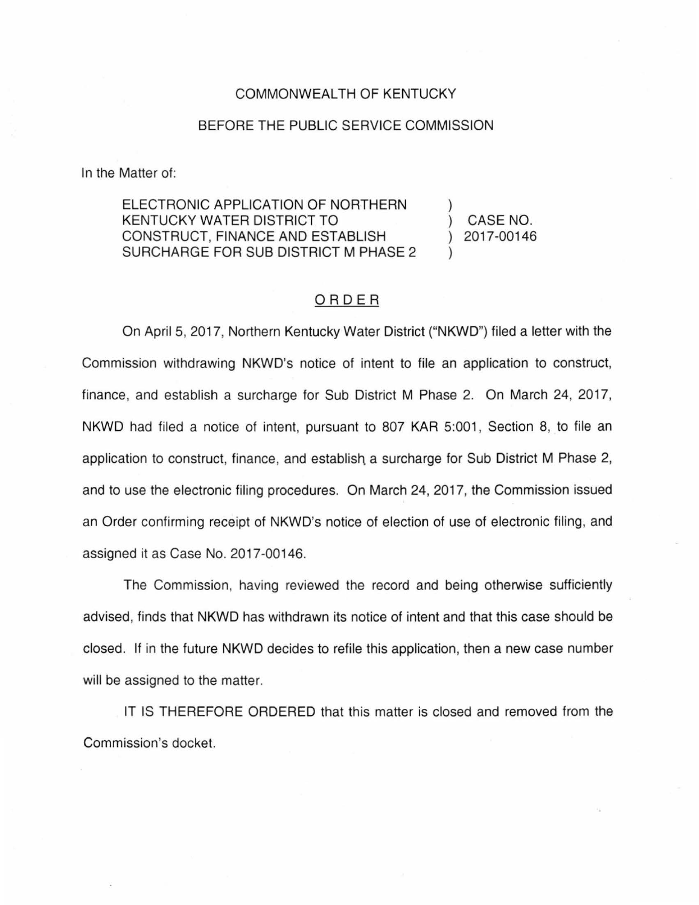COMMONWEALTH OF KENTUCKY

BEFORE THE PUBLIC SERVICE COMMISSION

In the Matter of:

| | | |
|---|---|---|
| ELECTRONIC APPLICATION OF NORTHERN KENTUCKY WATER DISTRICT TO CONSTRUCT, FINANCE AND ESTABLISH SURCHARGE FOR SUB DISTRICT M PHASE 2 | ) ) ) ) | CASE NO. 2017-00146 |

## ORDER

On April 5, 2017, Northern Kentucky Water District ("NKWD") filed a letter with the Commission withdrawing NKWD's notice of intent to file an application to construct, finance, and establish a surcharge for Sub District M Phase 2. On March 24, 2017, NKWD had filed a notice of intent, pursuant to 807 KAR 5:001, Section 8, to file an application to construct, finance, and establish a surcharge for Sub District M Phase 2, and to use the electronic filing procedures. On March 24, 2017, the Commission issued an Order confirming receipt of NKWD's notice of election of use of electronic filing, and assigned it as Case No. 2017-00146.

The Commission, having reviewed the record and being otherwise sufficiently advised, finds that NKWD has withdrawn its notice of intent and that this case should be closed. If in the future NKWD decides to refile this application, then a new case number will be assigned to the matter.

IT IS THEREFORE ORDERED that this matter is closed and removed from the Commission's docket.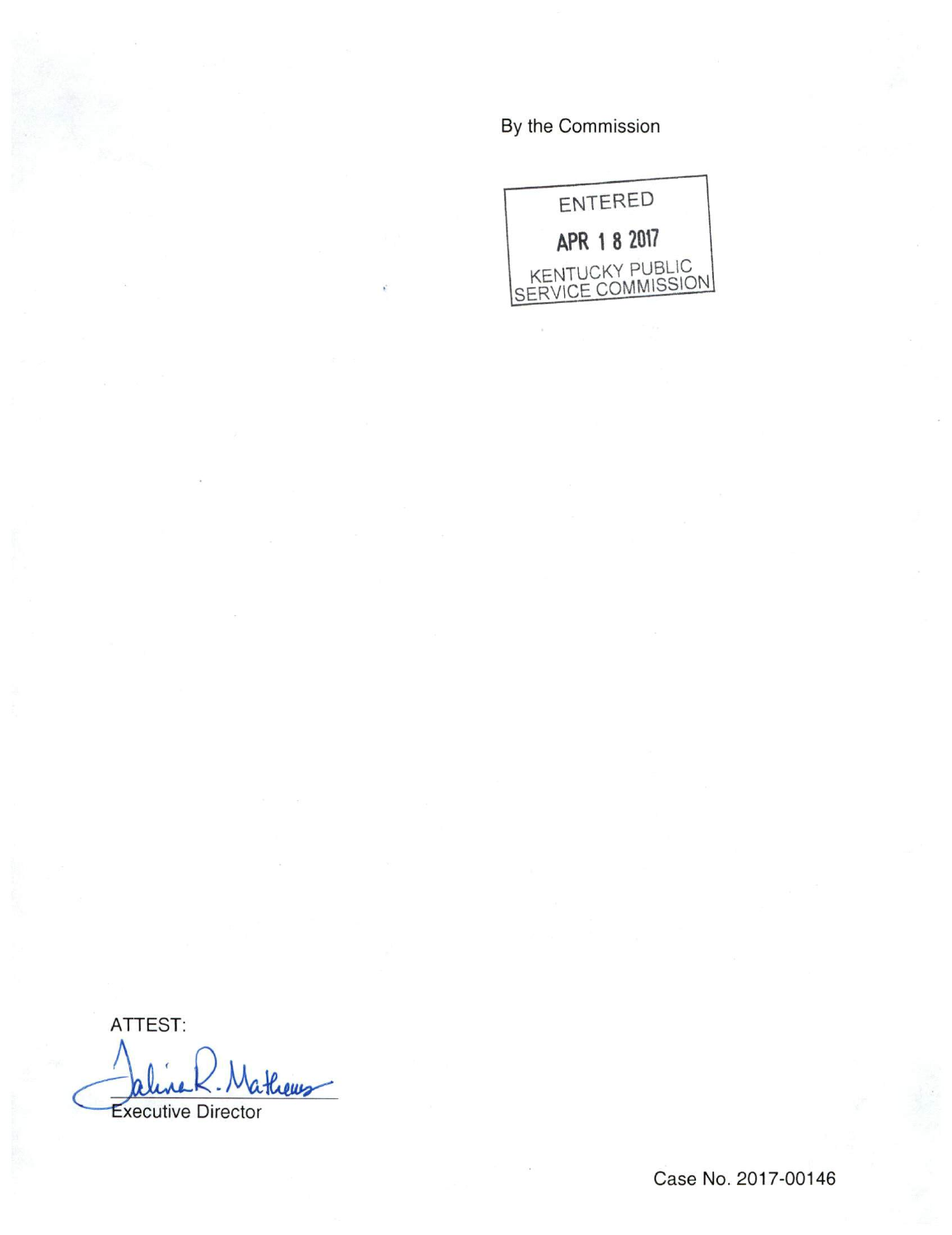By the Commission

ENTERED

APR 18 2017

KENTUCKY PUBLIC SERVICE COMMISSION

ATTEST:

Executive Director

Case No. 2017-00146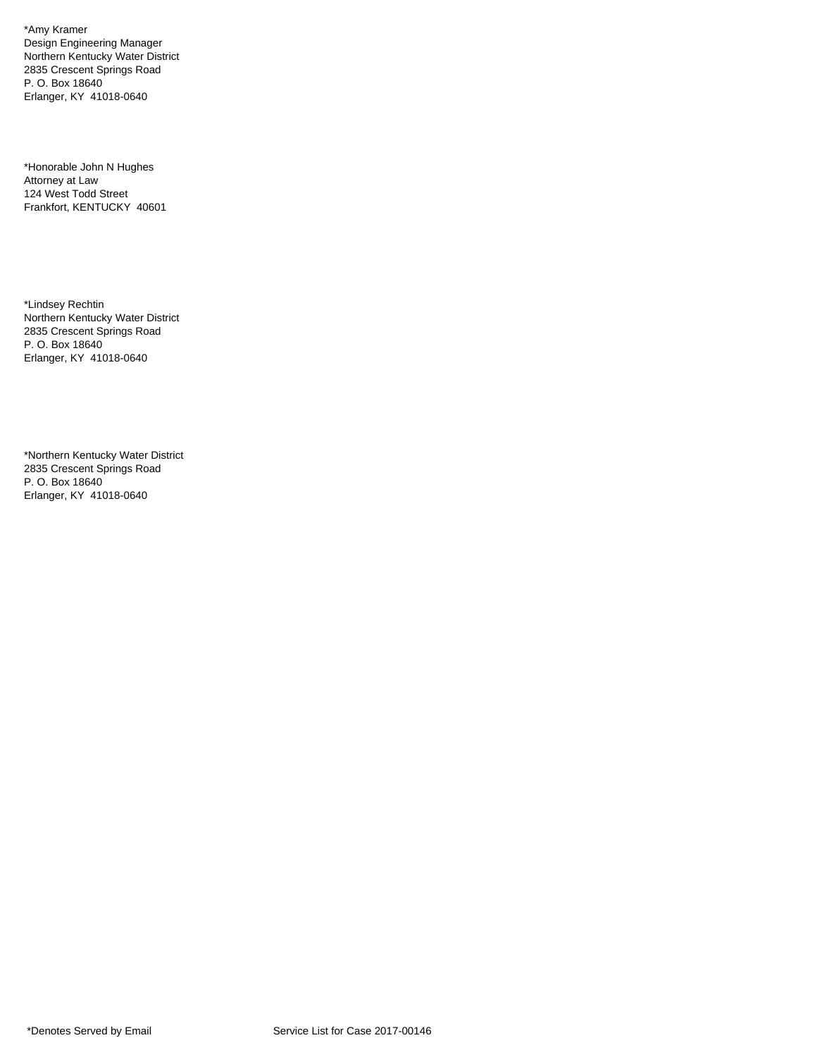*Amy Kramer
Design Engineering Manager
Northern Kentucky Water District
2835 Crescent Springs Road
P. O. Box 18640
Erlanger, KY  41018-0640

*Honorable John N Hughes
Attorney at Law
124 West Todd Street
Frankfort, KENTUCKY  40601

*Lindsey Rechtin
Northern Kentucky Water District
2835 Crescent Springs Road
P. O. Box 18640
Erlanger, KY  41018-0640

*Northern Kentucky Water District
2835 Crescent Springs Road
P. O. Box 18640
Erlanger, KY  41018-0640

*Denotes Served by Email

Service List for Case 2017-00146